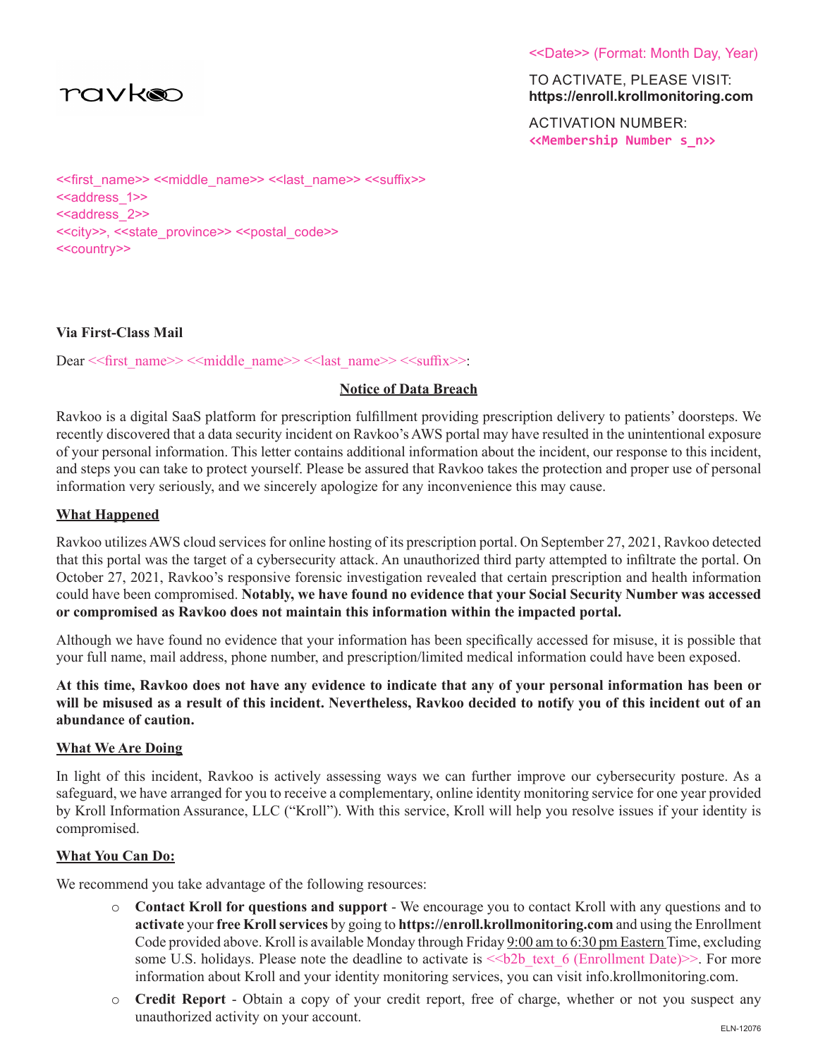ravkoo

<<Date>> (Format: Month Day, Year)

TO ACTIVATE, PLEASE VISIT:
**https://enroll.krollmonitoring.com**

ACTIVATION NUMBER:
**<<Membership Number s_n>>**

<<first_name>> <<middle_name>> <<last_name>> <<suffix>>
<<address_1>>
<<address_2>>
<<city>>, <<state_province>> <<postal_code>>
<<country>>

**Via First-Class Mail**

Dear <<first_name>> <<middle_name>> <<last_name>> <<suffix>>:

**Notice of Data Breach**

Ravkoo is a digital SaaS platform for prescription fulfillment providing prescription delivery to patients' doorsteps. We recently discovered that a data security incident on Ravkoo's AWS portal may have resulted in the unintentional exposure of your personal information. This letter contains additional information about the incident, our response to this incident, and steps you can take to protect yourself. Please be assured that Ravkoo takes the protection and proper use of personal information very seriously, and we sincerely apologize for any inconvenience this may cause.

**What Happened**

Ravkoo utilizes AWS cloud services for online hosting of its prescription portal. On September 27, 2021, Ravkoo detected that this portal was the target of a cybersecurity attack. An unauthorized third party attempted to infiltrate the portal. On October 27, 2021, Ravkoo's responsive forensic investigation revealed that certain prescription and health information could have been compromised. **Notably, we have found no evidence that your Social Security Number was accessed or compromised as Ravkoo does not maintain this information within the impacted portal.**

Although we have found no evidence that your information has been specifically accessed for misuse, it is possible that your full name, mail address, phone number, and prescription/limited medical information could have been exposed.

**At this time, Ravkoo does not have any evidence to indicate that any of your personal information has been or will be misused as a result of this incident. Nevertheless, Ravkoo decided to notify you of this incident out of an abundance of caution.**

**What We Are Doing**

In light of this incident, Ravkoo is actively assessing ways we can further improve our cybersecurity posture. As a safeguard, we have arranged for you to receive a complementary, online identity monitoring service for one year provided by Kroll Information Assurance, LLC ("Kroll"). With this service, Kroll will help you resolve issues if your identity is compromised.

**What You Can Do:**

We recommend you take advantage of the following resources:

- **Contact Kroll for questions and support** - We encourage you to contact Kroll with any questions and to **activate** your **free Kroll services** by going to **https://enroll.krollmonitoring.com** and using the Enrollment Code provided above. Kroll is available Monday through Friday 9:00 am to 6:30 pm Eastern Time, excluding some U.S. holidays. Please note the deadline to activate is <<b2b_text_6 (Enrollment Date)>>. For more information about Kroll and your identity monitoring services, you can visit info.krollmonitoring.com.
- **Credit Report** - Obtain a copy of your credit report, free of charge, whether or not you suspect any unauthorized activity on your account.

ELN-12076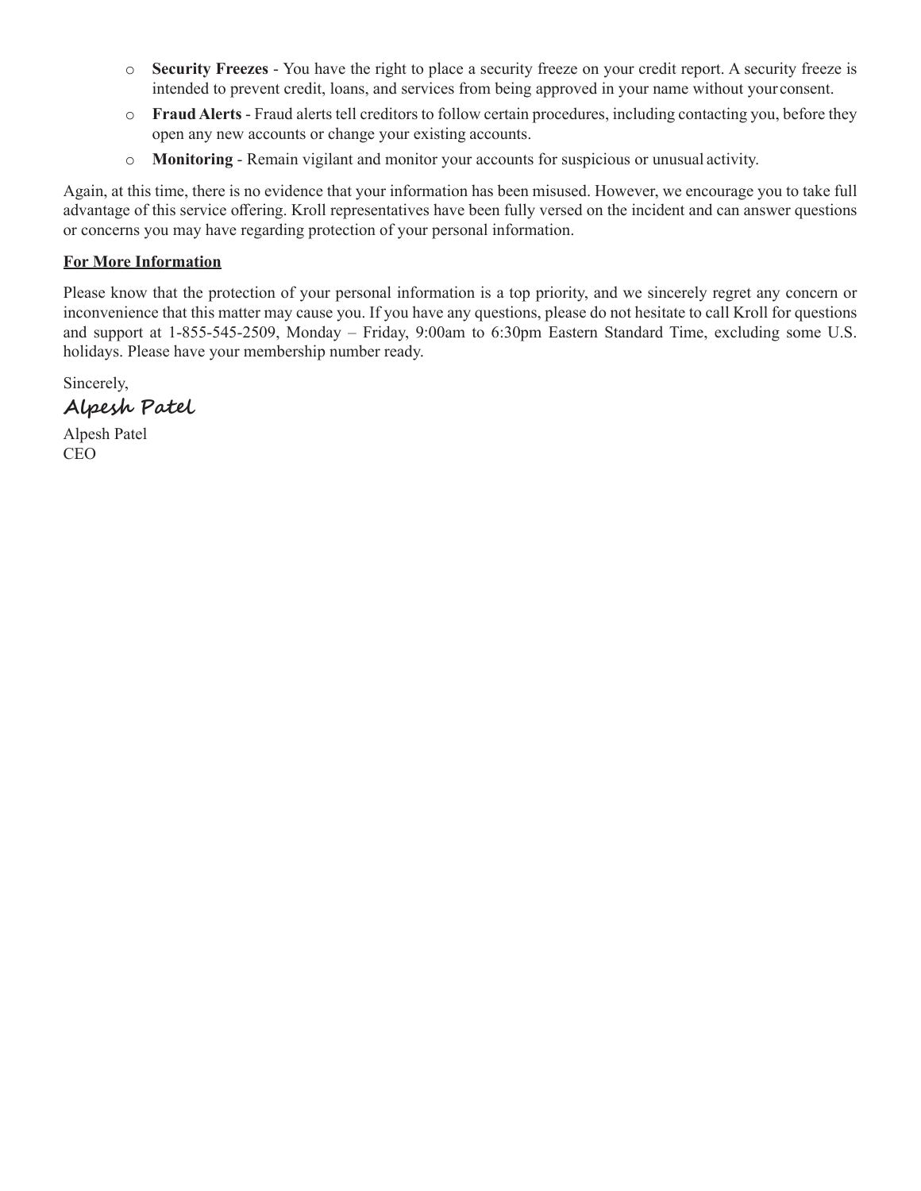- **Security Freezes** - You have the right to place a security freeze on your credit report. A security freeze is intended to prevent credit, loans, and services from being approved in your name without your consent.
- **Fraud Alerts** - Fraud alerts tell creditors to follow certain procedures, including contacting you, before they open any new accounts or change your existing accounts.
- **Monitoring** - Remain vigilant and monitor your accounts for suspicious or unusual activity.

Again, at this time, there is no evidence that your information has been misused. However, we encourage you to take full advantage of this service offering. Kroll representatives have been fully versed on the incident and can answer questions or concerns you may have regarding protection of your personal information.

**For More Information**

Please know that the protection of your personal information is a top priority, and we sincerely regret any concern or inconvenience that this matter may cause you. If you have any questions, please do not hesitate to call Kroll for questions and support at 1-855-545-2509, Monday – Friday, 9:00am to 6:30pm Eastern Standard Time, excluding some U.S. holidays. Please have your membership number ready.

Sincerely,

*Alpesh Patel*

Alpesh Patel
CEO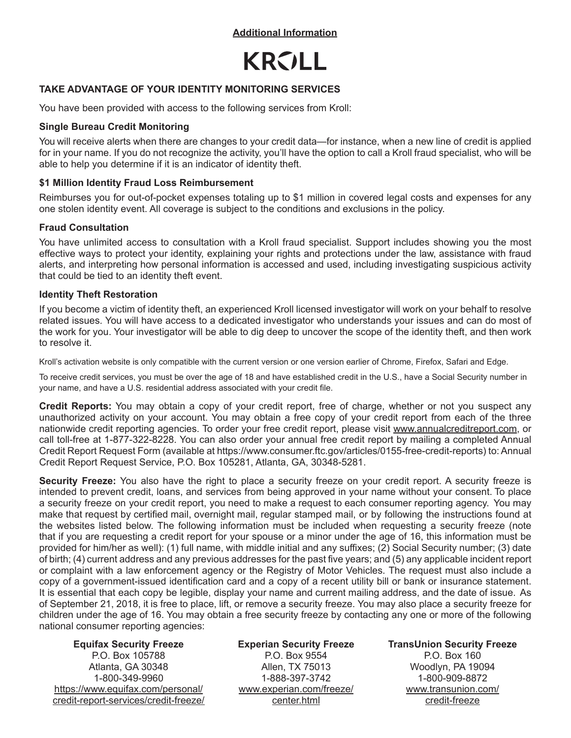**Additional Information**

KROLL

## TAKE ADVANTAGE OF YOUR IDENTITY MONITORING SERVICES

You have been provided with access to the following services from Kroll:

### Single Bureau Credit Monitoring

You will receive alerts when there are changes to your credit data—for instance, when a new line of credit is applied for in your name. If you do not recognize the activity, you'll have the option to call a Kroll fraud specialist, who will be able to help you determine if it is an indicator of identity theft.

### $1 Million Identity Fraud Loss Reimbursement

Reimburses you for out-of-pocket expenses totaling up to $1 million in covered legal costs and expenses for any one stolen identity event. All coverage is subject to the conditions and exclusions in the policy.

### Fraud Consultation

You have unlimited access to consultation with a Kroll fraud specialist. Support includes showing you the most effective ways to protect your identity, explaining your rights and protections under the law, assistance with fraud alerts, and interpreting how personal information is accessed and used, including investigating suspicious activity that could be tied to an identity theft event.

### Identity Theft Restoration

If you become a victim of identity theft, an experienced Kroll licensed investigator will work on your behalf to resolve related issues. You will have access to a dedicated investigator who understands your issues and can do most of the work for you. Your investigator will be able to dig deep to uncover the scope of the identity theft, and then work to resolve it.

Kroll's activation website is only compatible with the current version or one version earlier of Chrome, Firefox, Safari and Edge.

To receive credit services, you must be over the age of 18 and have established credit in the U.S., have a Social Security number in your name, and have a U.S. residential address associated with your credit file.

**Credit Reports:** You may obtain a copy of your credit report, free of charge, whether or not you suspect any unauthorized activity on your account. You may obtain a free copy of your credit report from each of the three nationwide credit reporting agencies. To order your free credit report, please visit www.annualcreditreport.com, or call toll-free at 1-877-322-8228. You can also order your annual free credit report by mailing a completed Annual Credit Report Request Form (available at https://www.consumer.ftc.gov/articles/0155-free-credit-reports) to: Annual Credit Report Request Service, P.O. Box 105281, Atlanta, GA, 30348-5281.

**Security Freeze:** You also have the right to place a security freeze on your credit report. A security freeze is intended to prevent credit, loans, and services from being approved in your name without your consent. To place a security freeze on your credit report, you need to make a request to each consumer reporting agency. You may make that request by certified mail, overnight mail, regular stamped mail, or by following the instructions found at the websites listed below. The following information must be included when requesting a security freeze (note that if you are requesting a credit report for your spouse or a minor under the age of 16, this information must be provided for him/her as well): (1) full name, with middle initial and any suffixes; (2) Social Security number; (3) date of birth; (4) current address and any previous addresses for the past five years; and (5) any applicable incident report or complaint with a law enforcement agency or the Registry of Motor Vehicles. The request must also include a copy of a government-issued identification card and a copy of a recent utility bill or bank or insurance statement. It is essential that each copy be legible, display your name and current mailing address, and the date of issue. As of September 21, 2018, it is free to place, lift, or remove a security freeze. You may also place a security freeze for children under the age of 16. You may obtain a free security freeze by contacting any one or more of the following national consumer reporting agencies:

**Equifax Security Freeze**
P.O. Box 105788
Atlanta, GA 30348
1-800-349-9960
https://www.equifax.com/personal/credit-report-services/credit-freeze/

**Experian Security Freeze**
P.O. Box 9554
Allen, TX 75013
1-888-397-3742
www.experian.com/freeze/center.html

**TransUnion Security Freeze**
P.O. Box 160
Woodlyn, PA 19094
1-800-909-8872
www.transunion.com/credit-freeze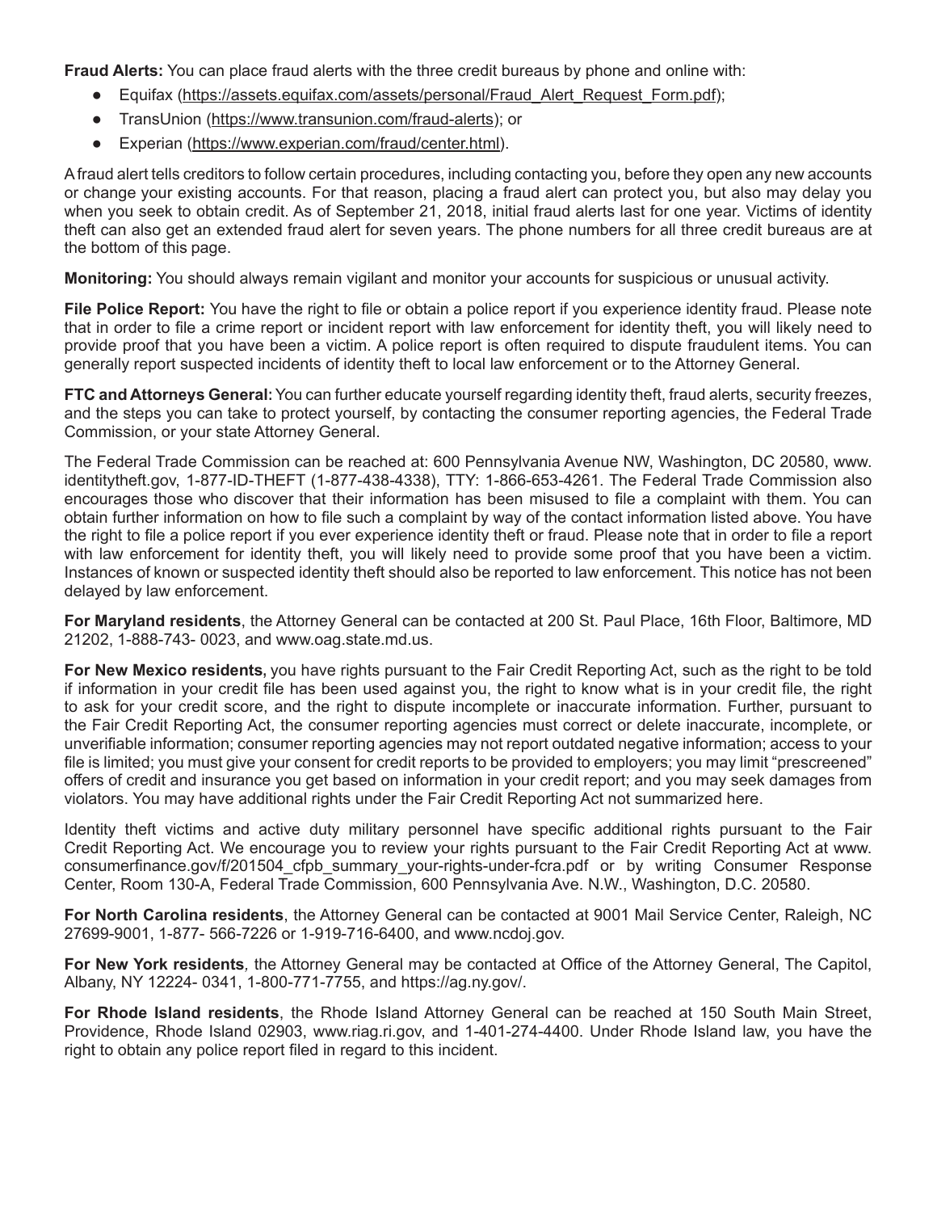**Fraud Alerts:** You can place fraud alerts with the three credit bureaus by phone and online with:

- Equifax (https://assets.equifax.com/assets/personal/Fraud_Alert_Request_Form.pdf);
- TransUnion (https://www.transunion.com/fraud-alerts); or
- Experian (https://www.experian.com/fraud/center.html).

A fraud alert tells creditors to follow certain procedures, including contacting you, before they open any new accounts or change your existing accounts. For that reason, placing a fraud alert can protect you, but also may delay you when you seek to obtain credit. As of September 21, 2018, initial fraud alerts last for one year. Victims of identity theft can also get an extended fraud alert for seven years. The phone numbers for all three credit bureaus are at the bottom of this page.

**Monitoring:** You should always remain vigilant and monitor your accounts for suspicious or unusual activity.

**File Police Report:** You have the right to file or obtain a police report if you experience identity fraud. Please note that in order to file a crime report or incident report with law enforcement for identity theft, you will likely need to provide proof that you have been a victim. A police report is often required to dispute fraudulent items. You can generally report suspected incidents of identity theft to local law enforcement or to the Attorney General.

**FTC and Attorneys General:** You can further educate yourself regarding identity theft, fraud alerts, security freezes, and the steps you can take to protect yourself, by contacting the consumer reporting agencies, the Federal Trade Commission, or your state Attorney General.

The Federal Trade Commission can be reached at: 600 Pennsylvania Avenue NW, Washington, DC 20580, www.identitytheft.gov, 1-877-ID-THEFT (1-877-438-4338), TTY: 1-866-653-4261. The Federal Trade Commission also encourages those who discover that their information has been misused to file a complaint with them. You can obtain further information on how to file such a complaint by way of the contact information listed above. You have the right to file a police report if you ever experience identity theft or fraud. Please note that in order to file a report with law enforcement for identity theft, you will likely need to provide some proof that you have been a victim. Instances of known or suspected identity theft should also be reported to law enforcement. This notice has not been delayed by law enforcement.

**For Maryland residents**, the Attorney General can be contacted at 200 St. Paul Place, 16th Floor, Baltimore, MD 21202, 1-888-743- 0023, and www.oag.state.md.us.

**For New Mexico residents,** you have rights pursuant to the Fair Credit Reporting Act, such as the right to be told if information in your credit file has been used against you, the right to know what is in your credit file, the right to ask for your credit score, and the right to dispute incomplete or inaccurate information. Further, pursuant to the Fair Credit Reporting Act, the consumer reporting agencies must correct or delete inaccurate, incomplete, or unverifiable information; consumer reporting agencies may not report outdated negative information; access to your file is limited; you must give your consent for credit reports to be provided to employers; you may limit "prescreened" offers of credit and insurance you get based on information in your credit report; and you may seek damages from violators. You may have additional rights under the Fair Credit Reporting Act not summarized here.

Identity theft victims and active duty military personnel have specific additional rights pursuant to the Fair Credit Reporting Act. We encourage you to review your rights pursuant to the Fair Credit Reporting Act at www.consumerfinance.gov/f/201504_cfpb_summary_your-rights-under-fcra.pdf or by writing Consumer Response Center, Room 130-A, Federal Trade Commission, 600 Pennsylvania Ave. N.W., Washington, D.C. 20580.

**For North Carolina residents**, the Attorney General can be contacted at 9001 Mail Service Center, Raleigh, NC 27699-9001, 1-877- 566-7226 or 1-919-716-6400, and www.ncdoj.gov.

**For New York residents***,* the Attorney General may be contacted at Office of the Attorney General, The Capitol, Albany, NY 12224- 0341, 1-800-771-7755, and https://ag.ny.gov/.

**For Rhode Island residents**, the Rhode Island Attorney General can be reached at 150 South Main Street, Providence, Rhode Island 02903, www.riag.ri.gov, and 1-401-274-4400. Under Rhode Island law, you have the right to obtain any police report filed in regard to this incident.